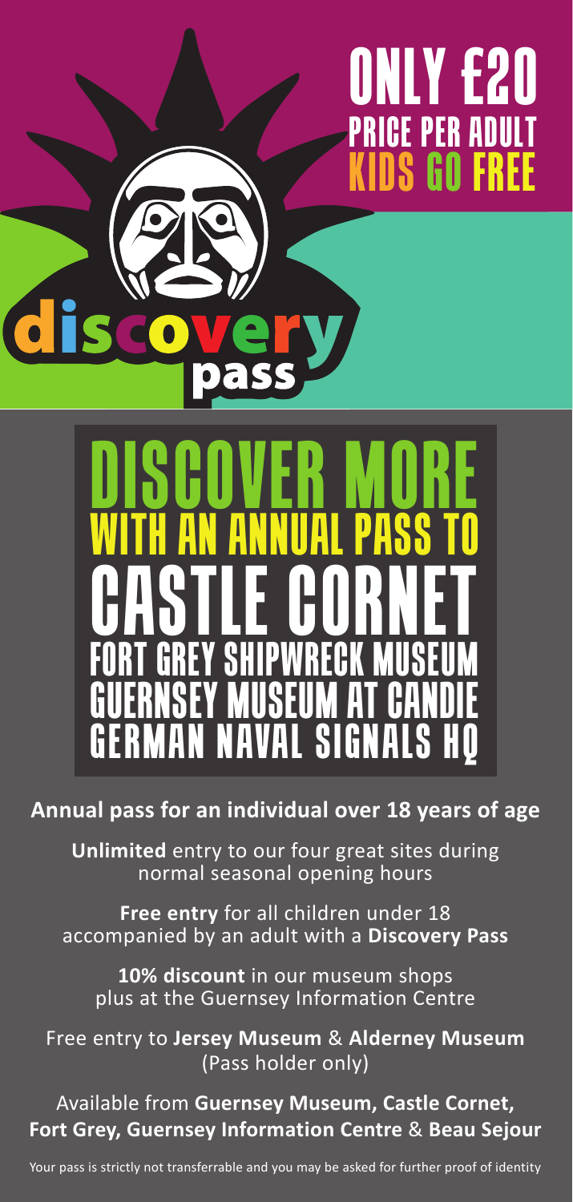# ONLY £20

## PRICE PER ADULT

## KIDS GO FREE

discovery pass

# DISCOVER MORE

## WITH AN ANNUAL PASS TO

# CASTLE CORNET

## FORT GREY SHIPWRECK MUSEUM

## GUERNSEY MUSEUM AT CANDIE

## GERMAN NAVAL SIGNALS HQ

**Annual pass for an individual over 18 years of age**

**Unlimited** entry to our four great sites during normal seasonal opening hours

**Free entry** for all children under 18 accompanied by an adult with a **Discovery Pass**

**10% discount** in our museum shops plus at the Guernsey Information Centre

Free entry to **Jersey Museum** & **Alderney Museum** (Pass holder only)

Available from **Guernsey Museum, Castle Cornet, Fort Grey, Guernsey Information Centre** & **Beau Sejour**

Your pass is strictly not transferrable and you may be asked for further proof of identity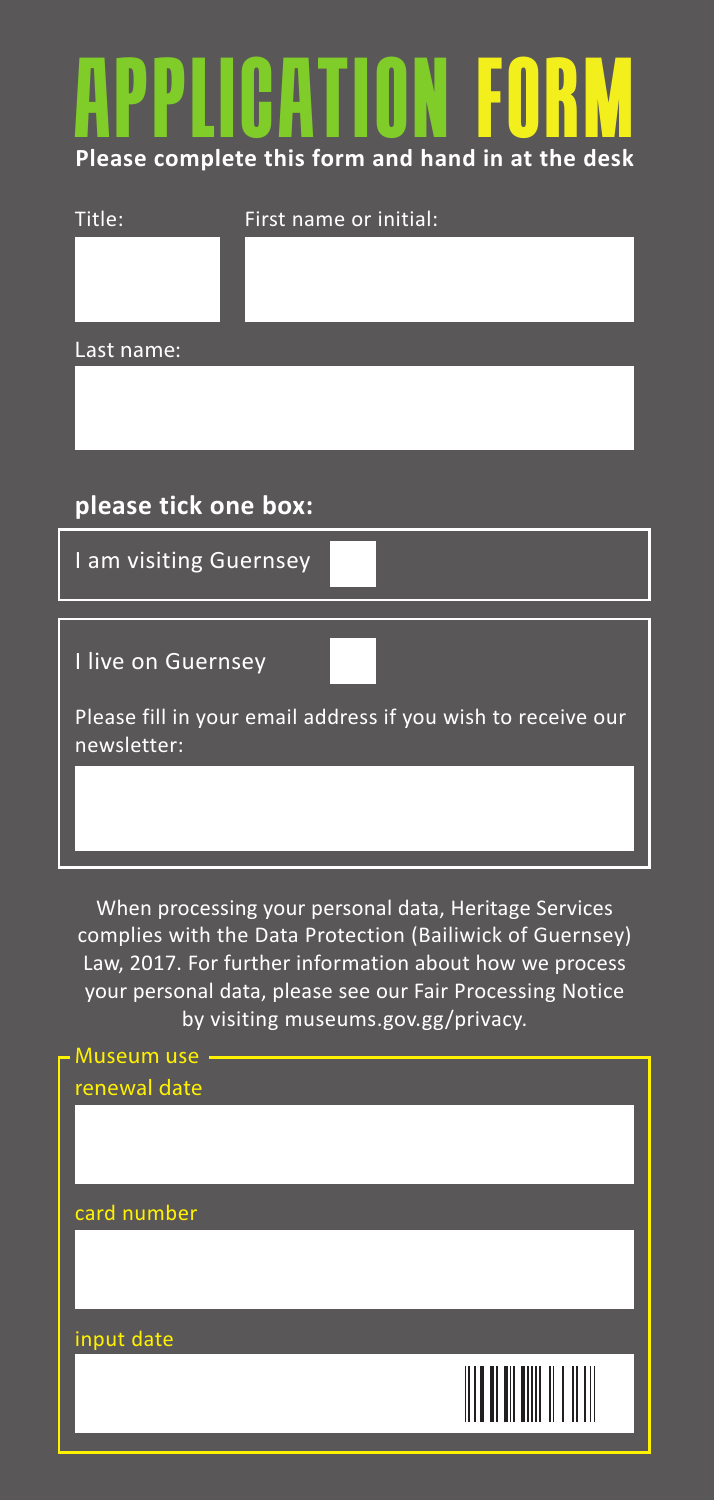# APPLICATION FORM

**Please complete this form and hand in at the desk**

Title:

First name or initial:

Last name:

### please tick one box:

I am visiting Guernsey

I live on Guernsey

Please fill in your email address if you wish to receive our newsletter:

When processing your personal data, Heritage Services complies with the Data Protection (Bailiwick of Guernsey) Law, 2017. For further information about how we process your personal data, please see our Fair Processing Notice by visiting museums.gov.gg/privacy.

Museum use

renewal date

card number

input date